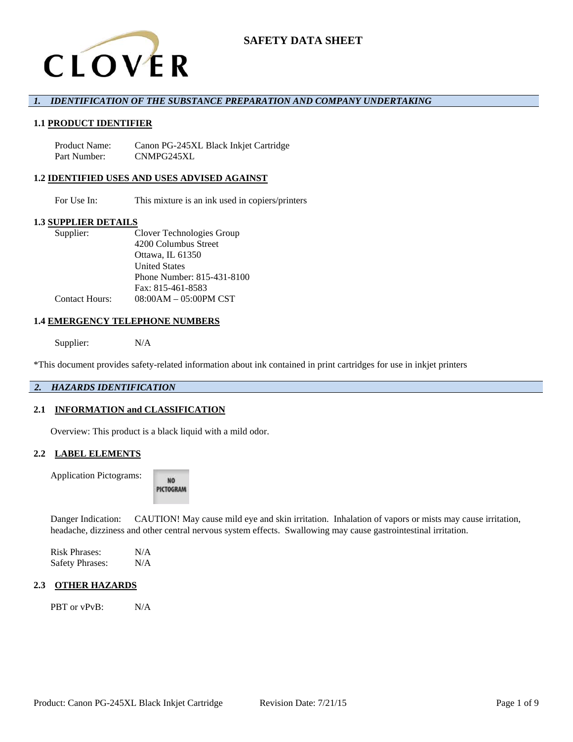CLOVER

# SAFETY DATA SHEET

## *1. IDENTIFICATION OF THE SUBSTANCE PREPARATION AND COMPANY UNDERTAKING*

### 1.1 PRODUCT IDENTIFIER

Product Name: Canon PG-245XL Black Inkjet Cartridge
Part Number: CNMPG245XL

### 1.2 IDENTIFIED USES AND USES ADVISED AGAINST

For Use In: This mixture is an ink used in copiers/printers

### 1.3 SUPPLIER DETAILS

Supplier: Clover Technologies Group
4200 Columbus Street
Ottawa, IL 61350
United States
Phone Number: 815-431-8100
Fax: 815-461-8583

Contact Hours: 08:00AM – 05:00PM CST

### 1.4 EMERGENCY TELEPHONE NUMBERS

Supplier: N/A

*This document provides safety-related information about ink contained in print cartridges for use in inkjet printers

## *2. HAZARDS IDENTIFICATION*

### 2.1 INFORMATION and CLASSIFICATION

Overview: This product is a black liquid with a mild odor.

### 2.2 LABEL ELEMENTS

Application Pictograms: NO PICTOGRAM

Danger Indication: CAUTION! May cause mild eye and skin irritation. Inhalation of vapors or mists may cause irritation, headache, dizziness and other central nervous system effects. Swallowing may cause gastrointestinal irritation.

Risk Phrases: N/A
Safety Phrases: N/A

### 2.3 OTHER HAZARDS

PBT or vPvB: N/A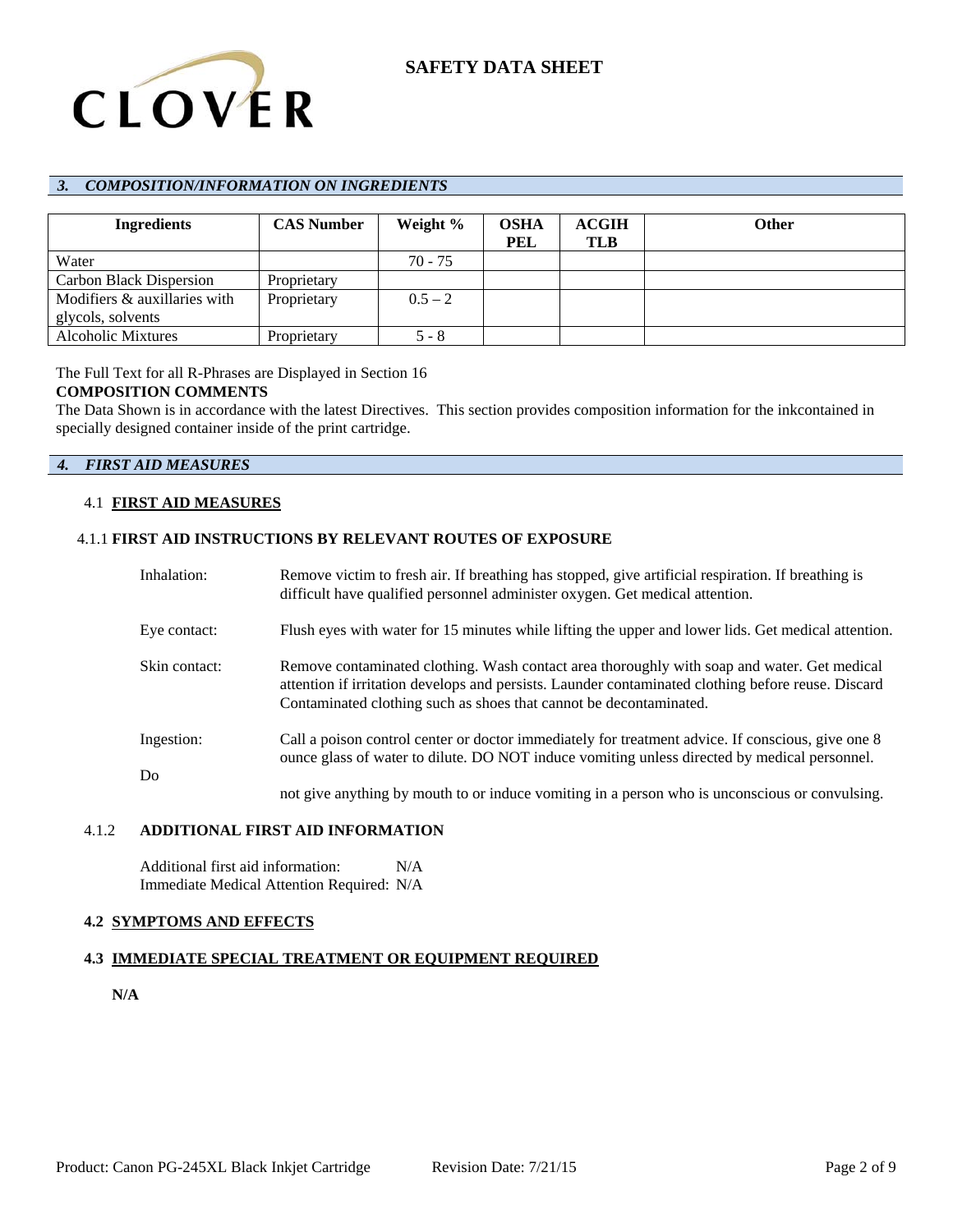## *3. COMPOSITION/INFORMATION ON INGREDIENTS*

| Ingredients | CAS Number | Weight % | OSHA PEL | ACGIH TLB | Other |
|---|---|---|---|---|---|
| Water | | 70 - 75 | | | |
| Carbon Black Dispersion | Proprietary | | | | |
| Modifiers & auxillaries with glycols, solvents | Proprietary | 0.5 – 2 | | | |
| Alcoholic Mixtures | Proprietary | 5 - 8 | | | |

The Full Text for all R-Phrases are Displayed in Section 16

**COMPOSITION COMMENTS**

The Data Shown is in accordance with the latest Directives. This section provides composition information for the inkcontained in specially designed container inside of the print cartridge.

## *4. FIRST AID MEASURES*

### 4.1 FIRST AID MEASURES

#### 4.1.1 FIRST AID INSTRUCTIONS BY RELEVANT ROUTES OF EXPOSURE

Inhalation: Remove victim to fresh air. If breathing has stopped, give artificial respiration. If breathing is difficult have qualified personnel administer oxygen. Get medical attention.

Eye contact: Flush eyes with water for 15 minutes while lifting the upper and lower lids. Get medical attention.

Skin contact: Remove contaminated clothing. Wash contact area thoroughly with soap and water. Get medical attention if irritation develops and persists. Launder contaminated clothing before reuse. Discard Contaminated clothing such as shoes that cannot be decontaminated.

Ingestion: Call a poison control center or doctor immediately for treatment advice. If conscious, give one 8 ounce glass of water to dilute. DO NOT induce vomiting unless directed by medical personnel.

Do not give anything by mouth to or induce vomiting in a person who is unconscious or convulsing.

#### 4.1.2 ADDITIONAL FIRST AID INFORMATION

Additional first aid information: N/A
Immediate Medical Attention Required: N/A

### 4.2 SYMPTOMS AND EFFECTS

### 4.3 IMMEDIATE SPECIAL TREATMENT OR EQUIPMENT REQUIRED

**N/A**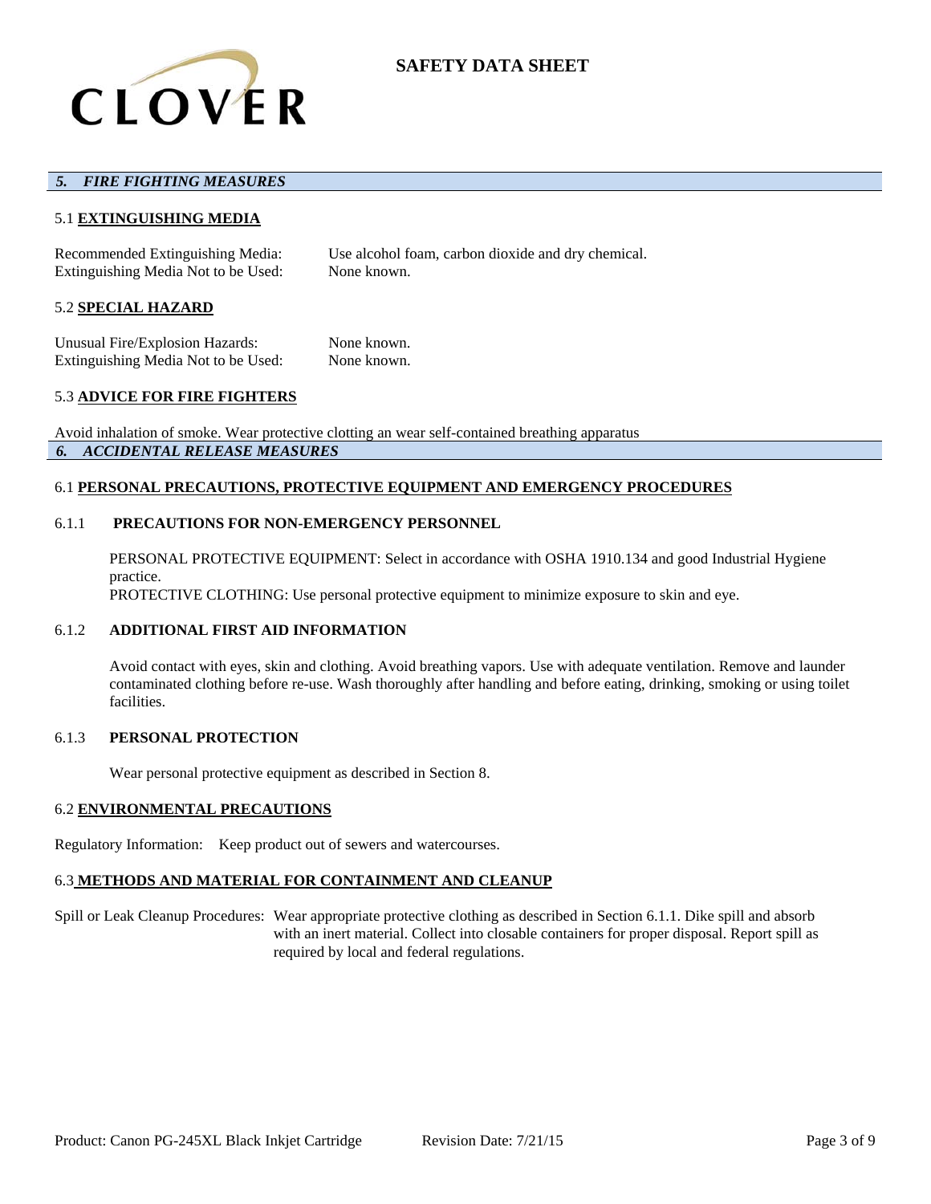## *5. FIRE FIGHTING MEASURES*

### 5.1 **EXTINGUISHING MEDIA**

Recommended Extinguishing Media: Use alcohol foam, carbon dioxide and dry chemical.
Extinguishing Media Not to be Used: None known.

### 5.2 **SPECIAL HAZARD**

Unusual Fire/Explosion Hazards: None known.
Extinguishing Media Not to be Used: None known.

### 5.3 **ADVICE FOR FIRE FIGHTERS**

Avoid inhalation of smoke. Wear protective clotting an wear self-contained breathing apparatus

## *6. ACCIDENTAL RELEASE MEASURES*

### 6.1 **PERSONAL PRECAUTIONS, PROTECTIVE EQUIPMENT AND EMERGENCY PROCEDURES**

#### 6.1.1 **PRECAUTIONS FOR NON-EMERGENCY PERSONNEL**

PERSONAL PROTECTIVE EQUIPMENT: Select in accordance with OSHA 1910.134 and good Industrial Hygiene practice.
PROTECTIVE CLOTHING: Use personal protective equipment to minimize exposure to skin and eye.

#### 6.1.2 **ADDITIONAL FIRST AID INFORMATION**

Avoid contact with eyes, skin and clothing. Avoid breathing vapors. Use with adequate ventilation. Remove and launder contaminated clothing before re-use. Wash thoroughly after handling and before eating, drinking, smoking or using toilet facilities.

#### 6.1.3 **PERSONAL PROTECTION**

Wear personal protective equipment as described in Section 8.

### 6.2 **ENVIRONMENTAL PRECAUTIONS**

Regulatory Information: Keep product out of sewers and watercourses.

### 6.3 **METHODS AND MATERIAL FOR CONTAINMENT AND CLEANUP**

Spill or Leak Cleanup Procedures: Wear appropriate protective clothing as described in Section 6.1.1. Dike spill and absorb with an inert material. Collect into closable containers for proper disposal. Report spill as required by local and federal regulations.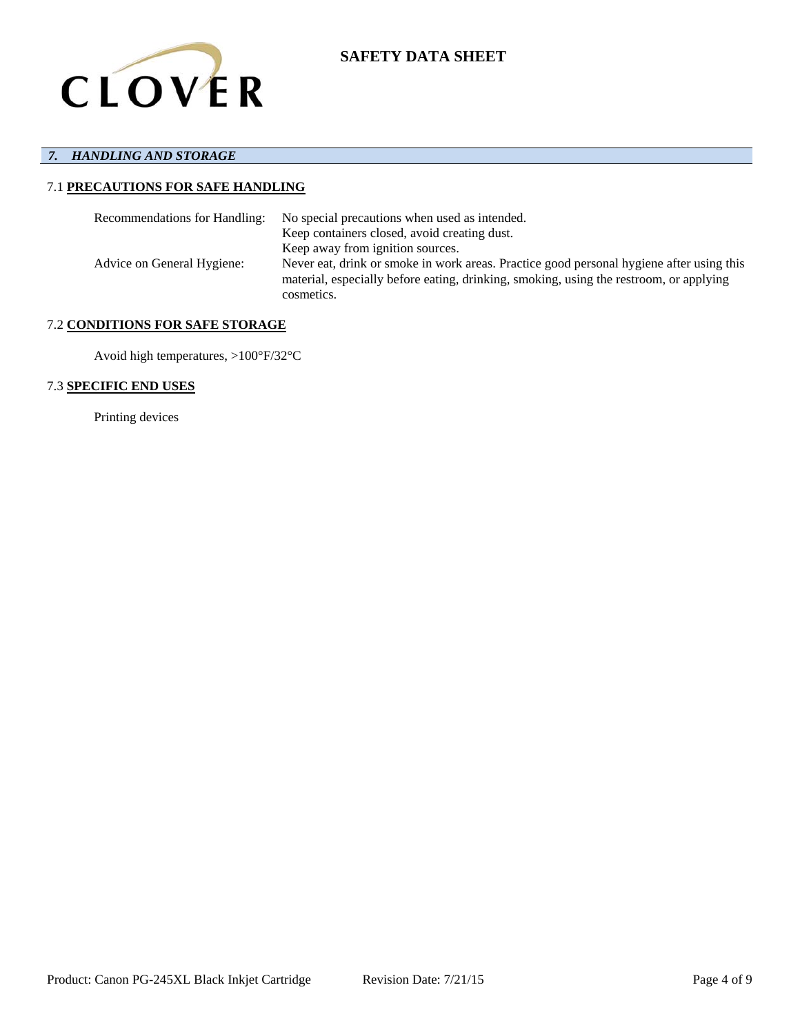## 7. HANDLING AND STORAGE

### 7.1 PRECAUTIONS FOR SAFE HANDLING

| | |
|---|---|
| Recommendations for Handling: | No special precautions when used as intended.<br>Keep containers closed, avoid creating dust.<br>Keep away from ignition sources. |
| Advice on General Hygiene: | Never eat, drink or smoke in work areas. Practice good personal hygiene after using this material, especially before eating, drinking, smoking, using the restroom, or applying cosmetics. |

### 7.2 CONDITIONS FOR SAFE STORAGE

Avoid high temperatures, >100°F/32°C

### 7.3 SPECIFIC END USES

Printing devices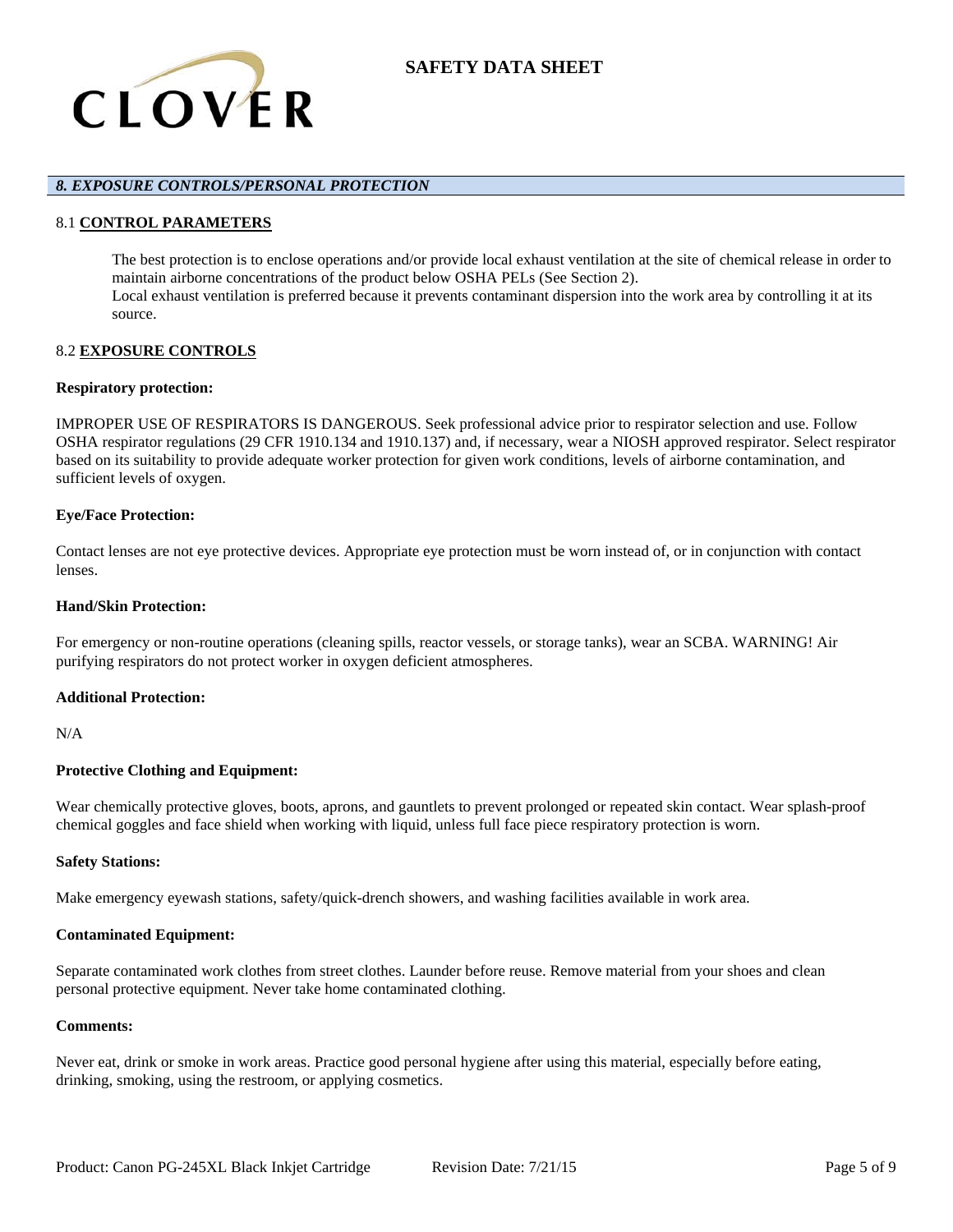## *8. EXPOSURE CONTROLS/PERSONAL PROTECTION*

### 8.1 CONTROL PARAMETERS

The best protection is to enclose operations and/or provide local exhaust ventilation at the site of chemical release in order to maintain airborne concentrations of the product below OSHA PELs (See Section 2).
Local exhaust ventilation is preferred because it prevents contaminant dispersion into the work area by controlling it at its source.

### 8.2 EXPOSURE CONTROLS

**Respiratory protection:**

IMPROPER USE OF RESPIRATORS IS DANGEROUS. Seek professional advice prior to respirator selection and use. Follow OSHA respirator regulations (29 CFR 1910.134 and 1910.137) and, if necessary, wear a NIOSH approved respirator. Select respirator based on its suitability to provide adequate worker protection for given work conditions, levels of airborne contamination, and sufficient levels of oxygen.

**Eye/Face Protection:**

Contact lenses are not eye protective devices. Appropriate eye protection must be worn instead of, or in conjunction with contact lenses.

**Hand/Skin Protection:**

For emergency or non-routine operations (cleaning spills, reactor vessels, or storage tanks), wear an SCBA. WARNING! Air purifying respirators do not protect worker in oxygen deficient atmospheres.

**Additional Protection:**

N/A

**Protective Clothing and Equipment:**

Wear chemically protective gloves, boots, aprons, and gauntlets to prevent prolonged or repeated skin contact. Wear splash-proof chemical goggles and face shield when working with liquid, unless full face piece respiratory protection is worn.

**Safety Stations:**

Make emergency eyewash stations, safety/quick-drench showers, and washing facilities available in work area.

**Contaminated Equipment:**

Separate contaminated work clothes from street clothes. Launder before reuse. Remove material from your shoes and clean personal protective equipment. Never take home contaminated clothing.

**Comments:**

Never eat, drink or smoke in work areas. Practice good personal hygiene after using this material, especially before eating, drinking, smoking, using the restroom, or applying cosmetics.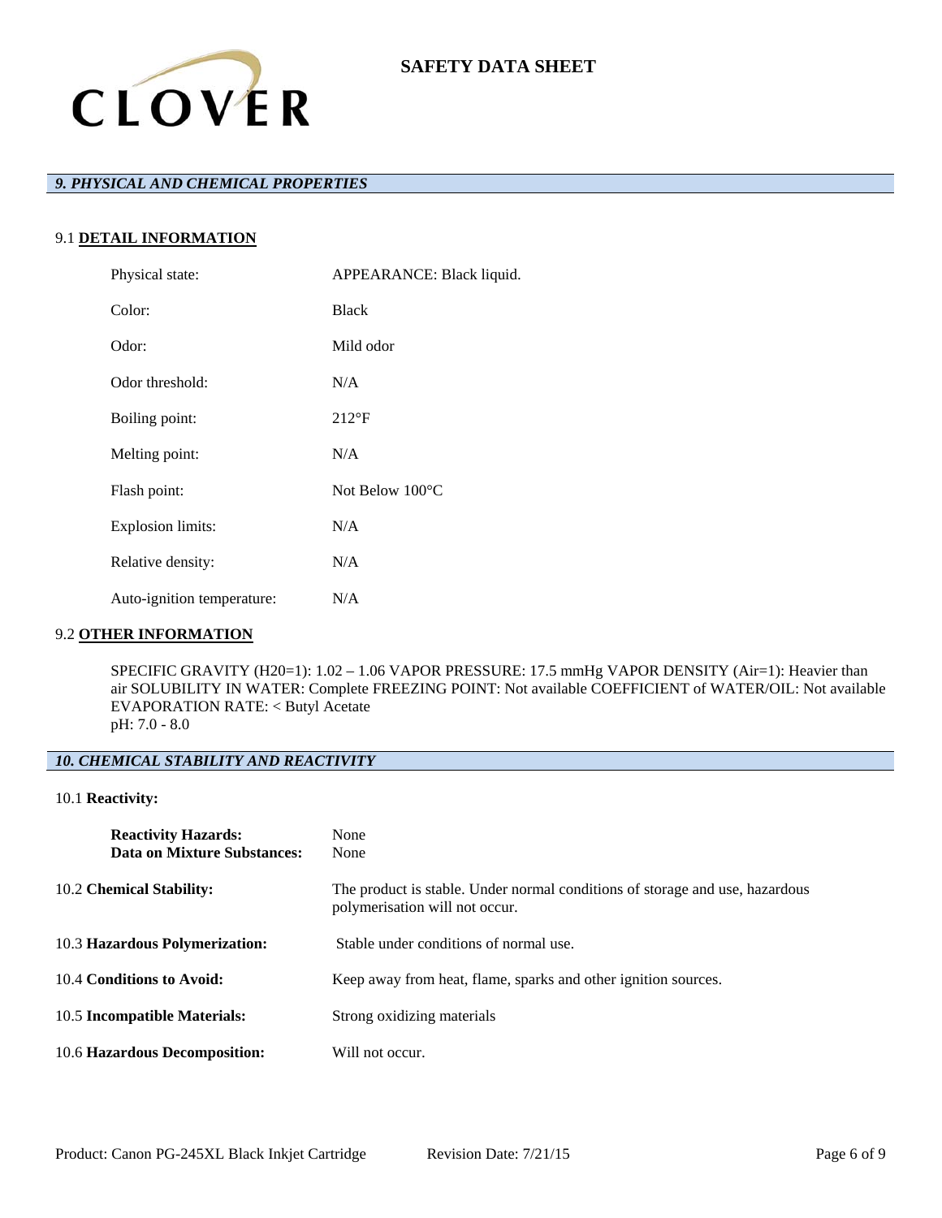SAFETY DATA SHEET

## *9. PHYSICAL AND CHEMICAL PROPERTIES*

### 9.1 **DETAIL INFORMATION**

| | |
|---|---|
| Physical state: | APPEARANCE: Black liquid. |
| Color: | Black |
| Odor: | Mild odor |
| Odor threshold: | N/A |
| Boiling point: | 212°F |
| Melting point: | N/A |
| Flash point: | Not Below 100°C |
| Explosion limits: | N/A |
| Relative density: | N/A |
| Auto-ignition temperature: | N/A |

### 9.2 **OTHER INFORMATION**

SPECIFIC GRAVITY (H20=1): 1.02 – 1.06 VAPOR PRESSURE: 17.5 mmHg VAPOR DENSITY (Air=1): Heavier than air SOLUBILITY IN WATER: Complete FREEZING POINT: Not available COEFFICIENT of WATER/OIL: Not available EVAPORATION RATE: < Butyl Acetate
pH: 7.0 - 8.0

## *10. CHEMICAL STABILITY AND REACTIVITY*

### 10.1 **Reactivity:**

| | |
|---|---|
| **Reactivity Hazards:** | None |
| **Data on Mixture Substances:** | None |

| | |
|---|---|
| 10.2 **Chemical Stability:** | The product is stable. Under normal conditions of storage and use, hazardous polymerisation will not occur. |
| 10.3 **Hazardous Polymerization:** | Stable under conditions of normal use. |
| 10.4 **Conditions to Avoid:** | Keep away from heat, flame, sparks and other ignition sources. |
| 10.5 **Incompatible Materials:** | Strong oxidizing materials |
| 10.6 **Hazardous Decomposition:** | Will not occur. |

Product: Canon PG-245XL Black Inkjet Cartridge Revision Date: 7/21/15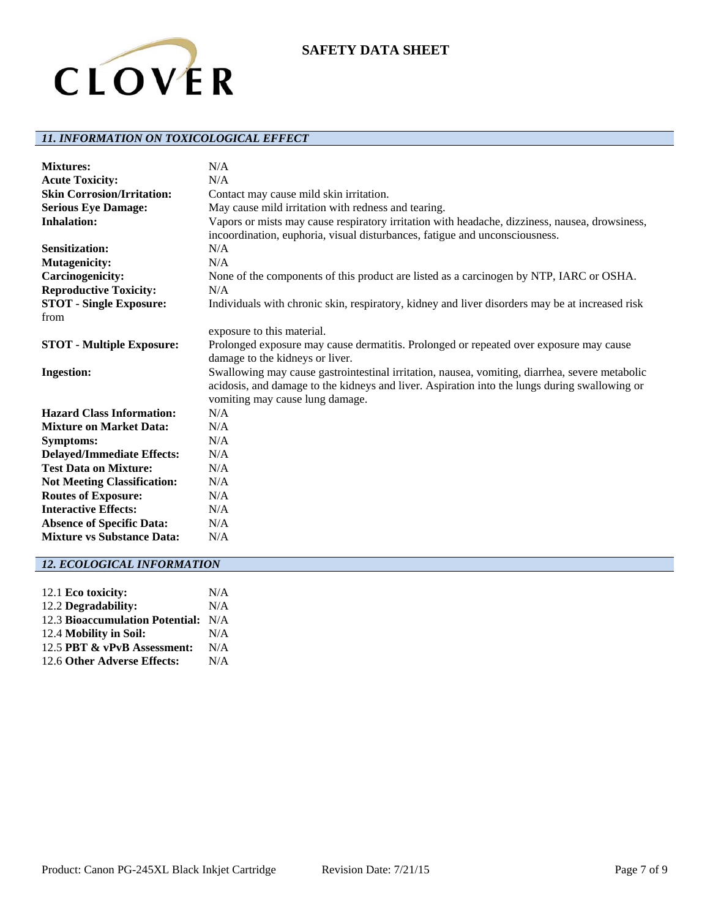## 11. INFORMATION ON TOXICOLOGICAL EFFECT

| | |
|---|---|
| **Mixtures:** | N/A |
| **Acute Toxicity:** | N/A |
| **Skin Corrosion/Irritation:** | Contact may cause mild skin irritation. |
| **Serious Eye Damage:** | May cause mild irritation with redness and tearing. |
| **Inhalation:** | Vapors or mists may cause respiratory irritation with headache, dizziness, nausea, drowsiness, incoordination, euphoria, visual disturbances, fatigue and unconsciousness. |
| **Sensitization:** | N/A |
| **Mutagenicity:** | N/A |
| **Carcinogenicity:** | None of the components of this product are listed as a carcinogen by NTP, IARC or OSHA. |
| **Reproductive Toxicity:** | N/A |
| **STOT - Single Exposure:** | Individuals with chronic skin, respiratory, kidney and liver disorders may be at increased risk from exposure to this material. |
| **STOT - Multiple Exposure:** | Prolonged exposure may cause dermatitis. Prolonged or repeated over exposure may cause damage to the kidneys or liver. |
| **Ingestion:** | Swallowing may cause gastrointestinal irritation, nausea, vomiting, diarrhea, severe metabolic acidosis, and damage to the kidneys and liver. Aspiration into the lungs during swallowing or vomiting may cause lung damage. |
| **Hazard Class Information:** | N/A |
| **Mixture on Market Data:** | N/A |
| **Symptoms:** | N/A |
| **Delayed/Immediate Effects:** | N/A |
| **Test Data on Mixture:** | N/A |
| **Not Meeting Classification:** | N/A |
| **Routes of Exposure:** | N/A |
| **Interactive Effects:** | N/A |
| **Absence of Specific Data:** | N/A |
| **Mixture vs Substance Data:** | N/A |

## 12. ECOLOGICAL INFORMATION

| | |
|---|---|
| 12.1 **Eco toxicity:** | N/A |
| 12.2 **Degradability:** | N/A |
| 12.3 **Bioaccumulation Potential:** | N/A |
| 12.4 **Mobility in Soil:** | N/A |
| 12.5 **PBT & vPvB Assessment:** | N/A |
| 12.6 **Other Adverse Effects:** | N/A |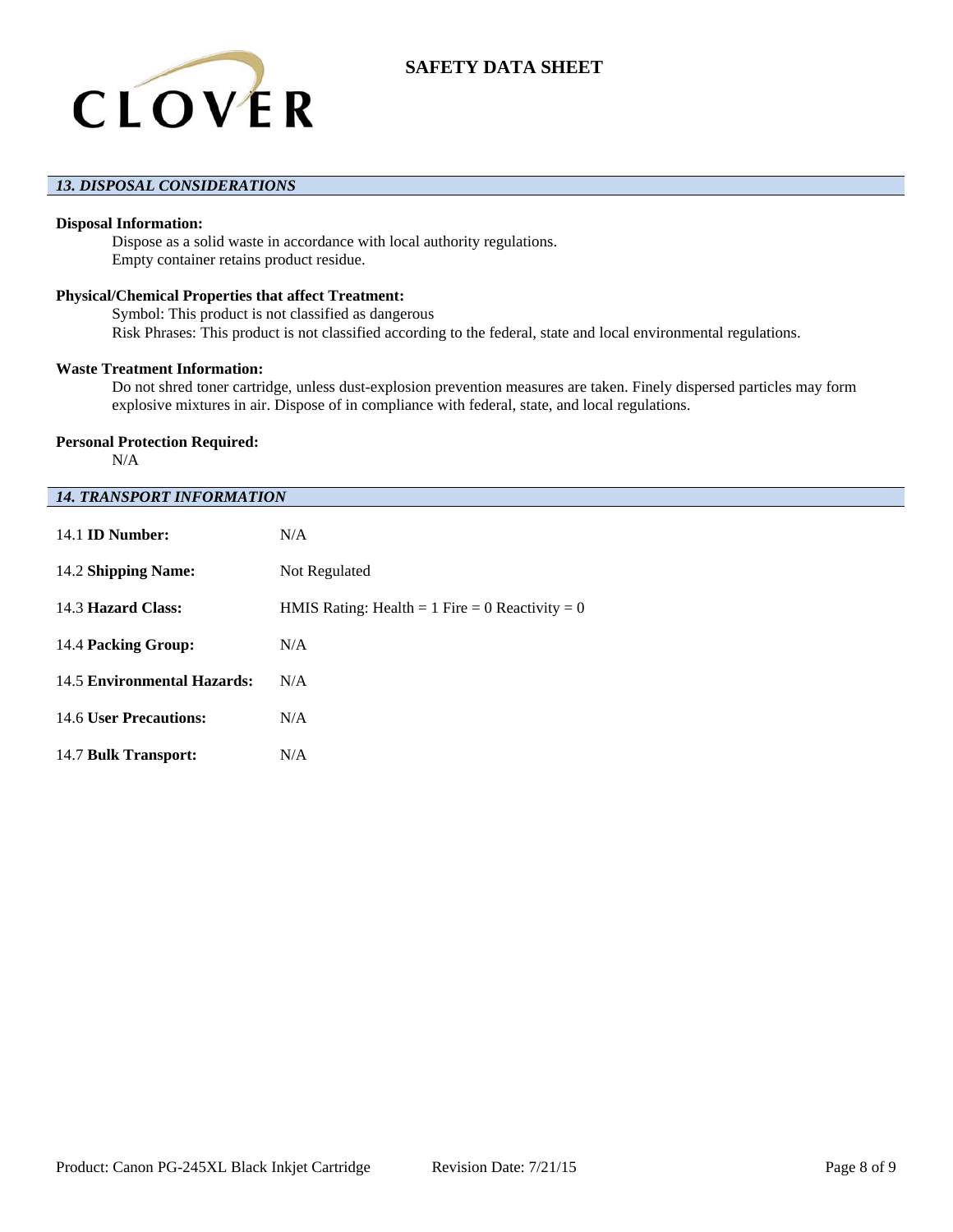## *13. DISPOSAL CONSIDERATIONS*

**Disposal Information:**

Dispose as a solid waste in accordance with local authority regulations.
Empty container retains product residue.

**Physical/Chemical Properties that affect Treatment:**

Symbol: This product is not classified as dangerous
Risk Phrases: This product is not classified according to the federal, state and local environmental regulations.

**Waste Treatment Information:**

Do not shred toner cartridge, unless dust-explosion prevention measures are taken. Finely dispersed particles may form explosive mixtures in air. Dispose of in compliance with federal, state, and local regulations.

**Personal Protection Required:**

N/A

## *14. TRANSPORT INFORMATION*

| | |
|---|---|
| 14.1 **ID Number:** | N/A |
| 14.2 **Shipping Name:** | Not Regulated |
| 14.3 **Hazard Class:** | HMIS Rating: Health = 1 Fire = 0 Reactivity = 0 |
| 14.4 **Packing Group:** | N/A |
| 14.5 **Environmental Hazards:** | N/A |
| 14.6 **User Precautions:** | N/A |
| 14.7 **Bulk Transport:** | N/A |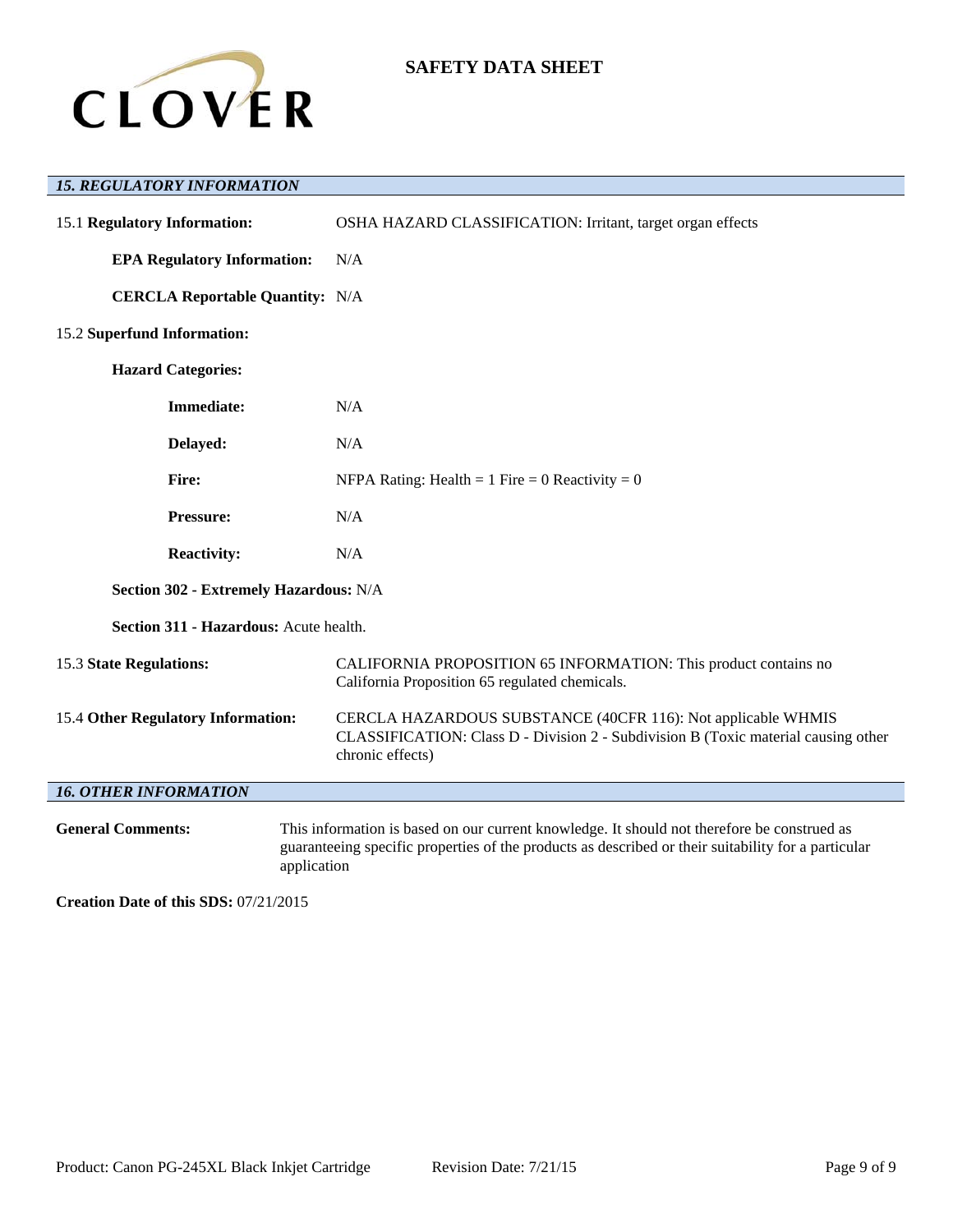## *15. REGULATORY INFORMATION*

15.1 **Regulatory Information:** OSHA HAZARD CLASSIFICATION: Irritant, target organ effects

**EPA Regulatory Information:** N/A

**CERCLA Reportable Quantity:** N/A

15.2 **Superfund Information:**

**Hazard Categories:**

**Immediate:** N/A

**Delayed:** N/A

**Fire:** NFPA Rating: Health = 1 Fire = 0 Reactivity = 0

**Pressure:** N/A

**Reactivity:** N/A

**Section 302 - Extremely Hazardous:** N/A

**Section 311 - Hazardous:** Acute health.

15.3 **State Regulations:** CALIFORNIA PROPOSITION 65 INFORMATION: This product contains no California Proposition 65 regulated chemicals.

15.4 **Other Regulatory Information:** CERCLA HAZARDOUS SUBSTANCE (40CFR 116): Not applicable WHMIS CLASSIFICATION: Class D - Division 2 - Subdivision B (Toxic material causing other chronic effects)

## *16. OTHER INFORMATION*

**General Comments:** This information is based on our current knowledge. It should not therefore be construed as guaranteeing specific properties of the products as described or their suitability for a particular application

**Creation Date of this SDS:** 07/21/2015